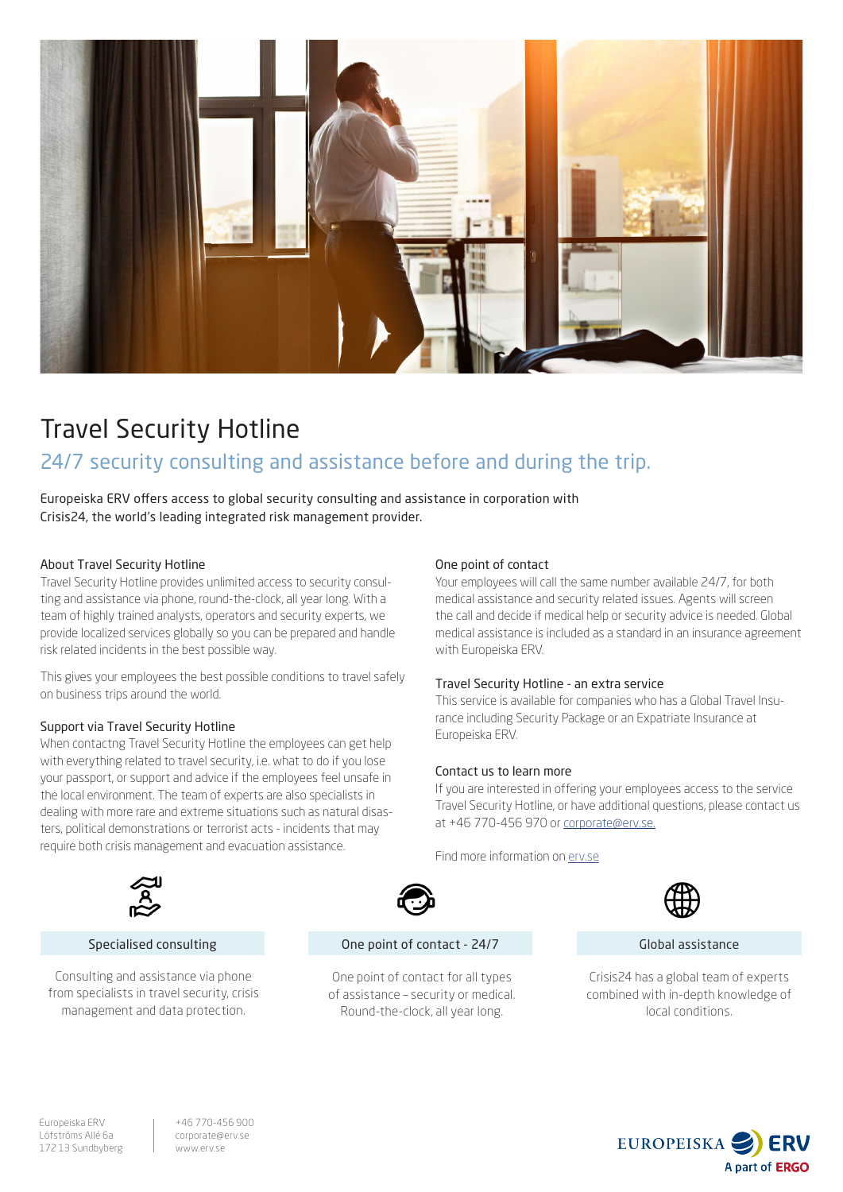# Travel Security Hotline

## 24/7 security consulting and assistance before and during the trip.

Europeiska ERV offers access to global security consulting and assistance in corporation with Crisis24, the world's leading integrated risk management provider.

### About Travel Security Hotline

Travel Security Hotline provides unlimited access to security consulting and assistance via phone, round-the-clock, all year long. With a team of highly trained analysts, operators and security experts, we provide localized services globally so you can be prepared and handle risk related incidents in the best possible way.

This gives your employees the best possible conditions to travel safely on business trips around the world.

### Support via Travel Security Hotline

When contactng Travel Security Hotline the employees can get help with everything related to travel security, i.e. what to do if you lose your passport, or support and advice if the employees feel unsafe in the local environment. The team of experts are also specialists in dealing with more rare and extreme situations such as natural disasters, political demonstrations or terrorist acts - incidents that may require both crisis management and evacuation assistance.

### One point of contact

Your employees will call the same number available 24/7, for both medical assistance and security related issues. Agents will screen the call and decide if medical help or security advice is needed. Global medical assistance is included as a standard in an insurance agreement with Europeiska ERV.

### Travel Security Hotline - an extra service

This service is available for companies who has a Global Travel Insurance including Security Package or an Expatriate Insurance at Europeiska ERV.

### Contact us to learn more

If you are interested in offering your employees access to the service Travel Security Hotline, or have additional questions, please contact us at +46 770-456 970 or [corporate@erv.se.](mailto:corporate@erv.se)

Find more information on [erv.se](http://erv.se)

**Specialised consulting**

Consulting and assistance via phone from specialists in travel security, crisis management and data protection.

**One point of contact - 24/7**

One point of contact for all types of assistance – security or medical. Round-the-clock, all year long.

**Global assistance**

Crisis24 has a global team of experts combined with in-depth knowledge of local conditions.

Europeiska ERV
Löfströms Allé 6a
172 13 Sundbyberg

+46 770-456 900
corporate@erv.se
www.erv.se

EUROPEISKA ERV
A part of ERGO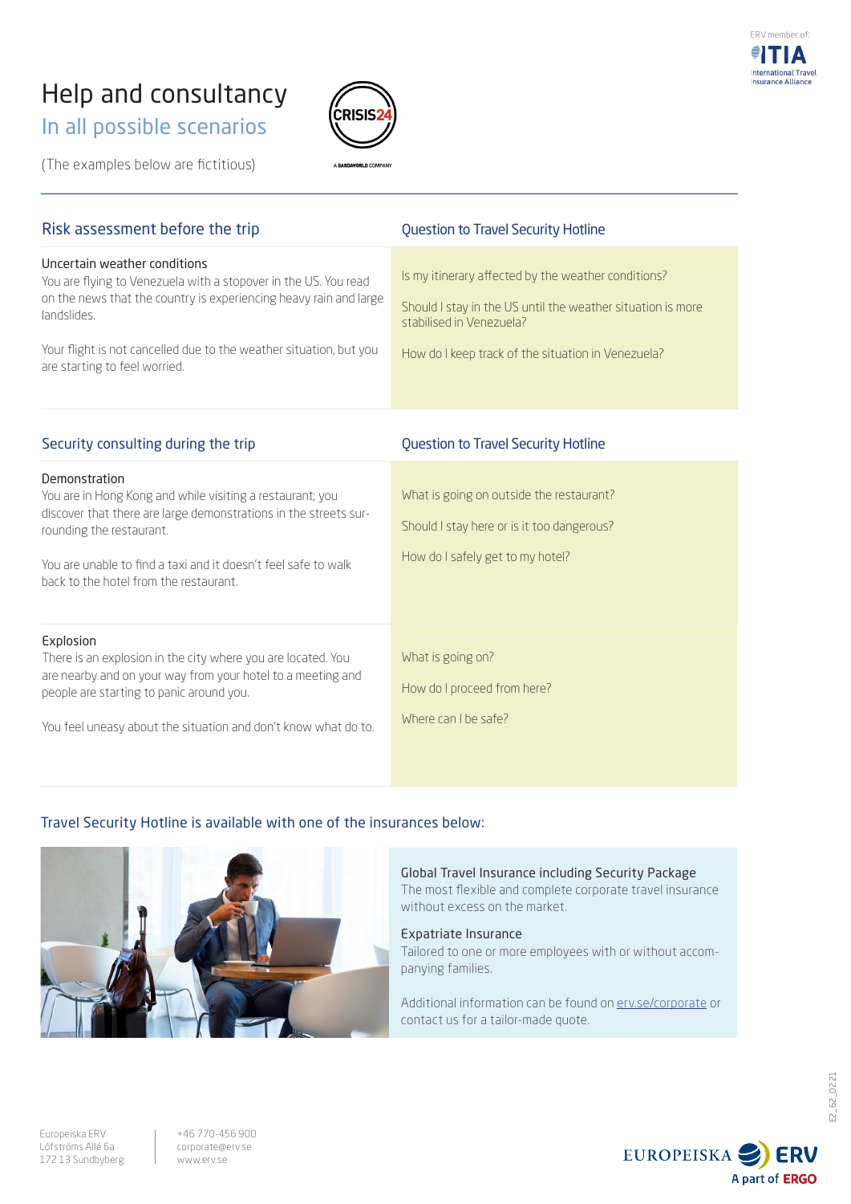# Help and consultancy

## In all possible scenarios

(The examples below are fictitious)

| Risk assessment before the trip | Question to Travel Security Hotline |
| --- | --- |
| **Uncertain weather conditions**<br>You are flying to Venezuela with a stopover in the US. You read on the news that the country is experiencing heavy rain and large landslides.<br><br>Your flight is not cancelled due to the weather situation, but you are starting to feel worried. | Is my itinerary affected by the weather conditions?<br><br>Should I stay in the US until the weather situation is more stabilised in Venezuela?<br><br>How do I keep track of the situation in Venezuela? |

| Security consulting during the trip | Question to Travel Security Hotline |
| --- | --- |
| **Demonstration**<br>You are in Hong Kong and while visiting a restaurant; you discover that there are large demonstrations in the streets surrounding the restaurant.<br><br>You are unable to find a taxi and it doesn't feel safe to walk back to the hotel from the restaurant. | What is going on outside the restaurant?<br><br>Should I stay here or is it too dangerous?<br><br>How do I safely get to my hotel? |
| **Explosion**<br>There is an explosion in the city where you are located. You are nearby and on your way from your hotel to a meeting and people are starting to panic around you.<br><br>You feel uneasy about the situation and don't know what do to. | What is going on?<br><br>How do I proceed from here?<br><br>Where can I be safe? |

## Travel Security Hotline is available with one of the insurances below:

**Global Travel Insurance including Security Package**
The most flexible and complete corporate travel insurance without excess on the market.

**Expatriate Insurance**
Tailored to one or more employees with or without accompanying families.

Additional information can be found on erv.se/corporate or contact us for a tailor-made quote.

Europeiska ERV
Löfströms Allé 6a
172 13 Sundbyberg

+46 770-456 900
corporate@erv.se
www.erv.se